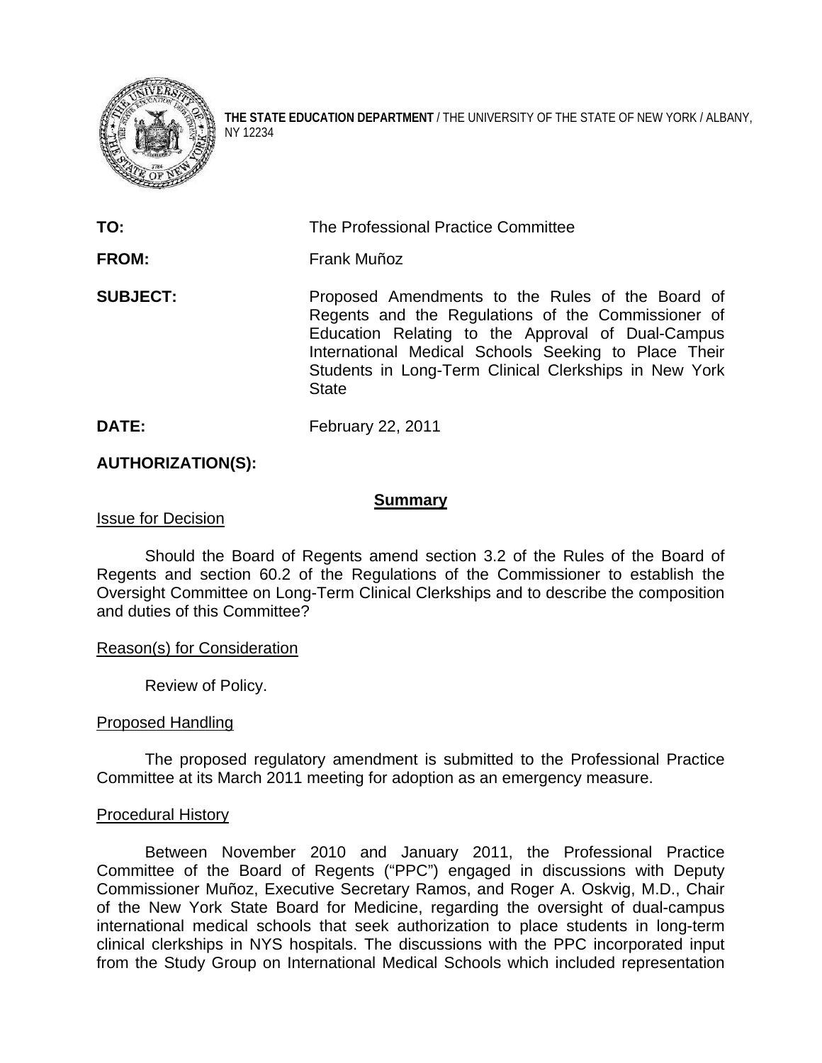**THE STATE EDUCATION DEPARTMENT** / THE UNIVERSITY OF THE STATE OF NEW YORK / ALBANY, NY 12234

**TO:** The Professional Practice Committee

**FROM:** Frank Muñoz

**SUBJECT:** Proposed Amendments to the Rules of the Board of Regents and the Regulations of the Commissioner of Education Relating to the Approval of Dual-Campus International Medical Schools Seeking to Place Their Students in Long-Term Clinical Clerkships in New York State

**DATE:** February 22, 2011

**AUTHORIZATION(S):**

## Summary

### Issue for Decision

Should the Board of Regents amend section 3.2 of the Rules of the Board of Regents and section 60.2 of the Regulations of the Commissioner to establish the Oversight Committee on Long-Term Clinical Clerkships and to describe the composition and duties of this Committee?

### Reason(s) for Consideration

Review of Policy.

### Proposed Handling

The proposed regulatory amendment is submitted to the Professional Practice Committee at its March 2011 meeting for adoption as an emergency measure.

### Procedural History

Between November 2010 and January 2011, the Professional Practice Committee of the Board of Regents ("PPC") engaged in discussions with Deputy Commissioner Muñoz, Executive Secretary Ramos, and Roger A. Oskvig, M.D., Chair of the New York State Board for Medicine, regarding the oversight of dual-campus international medical schools that seek authorization to place students in long-term clinical clerkships in NYS hospitals. The discussions with the PPC incorporated input from the Study Group on International Medical Schools which included representation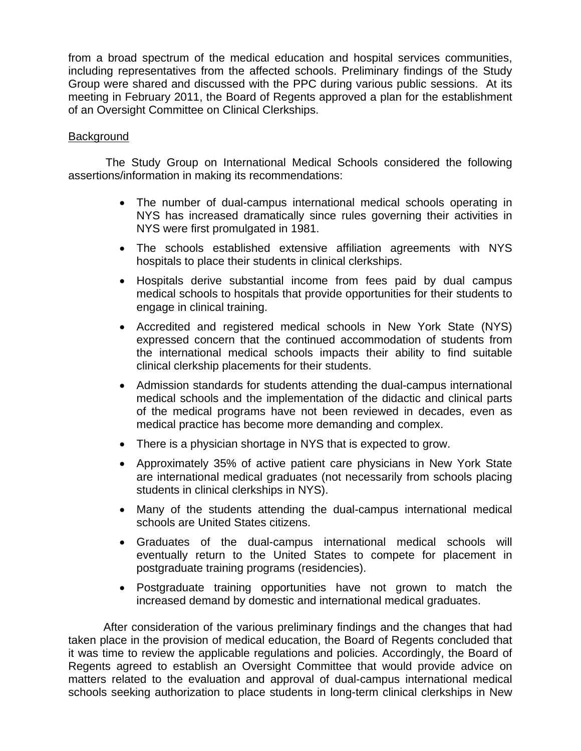from a broad spectrum of the medical education and hospital services communities, including representatives from the affected schools. Preliminary findings of the Study Group were shared and discussed with the PPC during various public sessions. At its meeting in February 2011, the Board of Regents approved a plan for the establishment of an Oversight Committee on Clinical Clerkships.

<u>Background</u>

The Study Group on International Medical Schools considered the following assertions/information in making its recommendations:

- The number of dual-campus international medical schools operating in NYS has increased dramatically since rules governing their activities in NYS were first promulgated in 1981.
- The schools established extensive affiliation agreements with NYS hospitals to place their students in clinical clerkships.
- Hospitals derive substantial income from fees paid by dual campus medical schools to hospitals that provide opportunities for their students to engage in clinical training.
- Accredited and registered medical schools in New York State (NYS) expressed concern that the continued accommodation of students from the international medical schools impacts their ability to find suitable clinical clerkship placements for their students.
- Admission standards for students attending the dual-campus international medical schools and the implementation of the didactic and clinical parts of the medical programs have not been reviewed in decades, even as medical practice has become more demanding and complex.
- There is a physician shortage in NYS that is expected to grow.
- Approximately 35% of active patient care physicians in New York State are international medical graduates (not necessarily from schools placing students in clinical clerkships in NYS).
- Many of the students attending the dual-campus international medical schools are United States citizens.
- Graduates of the dual-campus international medical schools will eventually return to the United States to compete for placement in postgraduate training programs (residencies).
- Postgraduate training opportunities have not grown to match the increased demand by domestic and international medical graduates.

After consideration of the various preliminary findings and the changes that had taken place in the provision of medical education, the Board of Regents concluded that it was time to review the applicable regulations and policies. Accordingly, the Board of Regents agreed to establish an Oversight Committee that would provide advice on matters related to the evaluation and approval of dual-campus international medical schools seeking authorization to place students in long-term clinical clerkships in New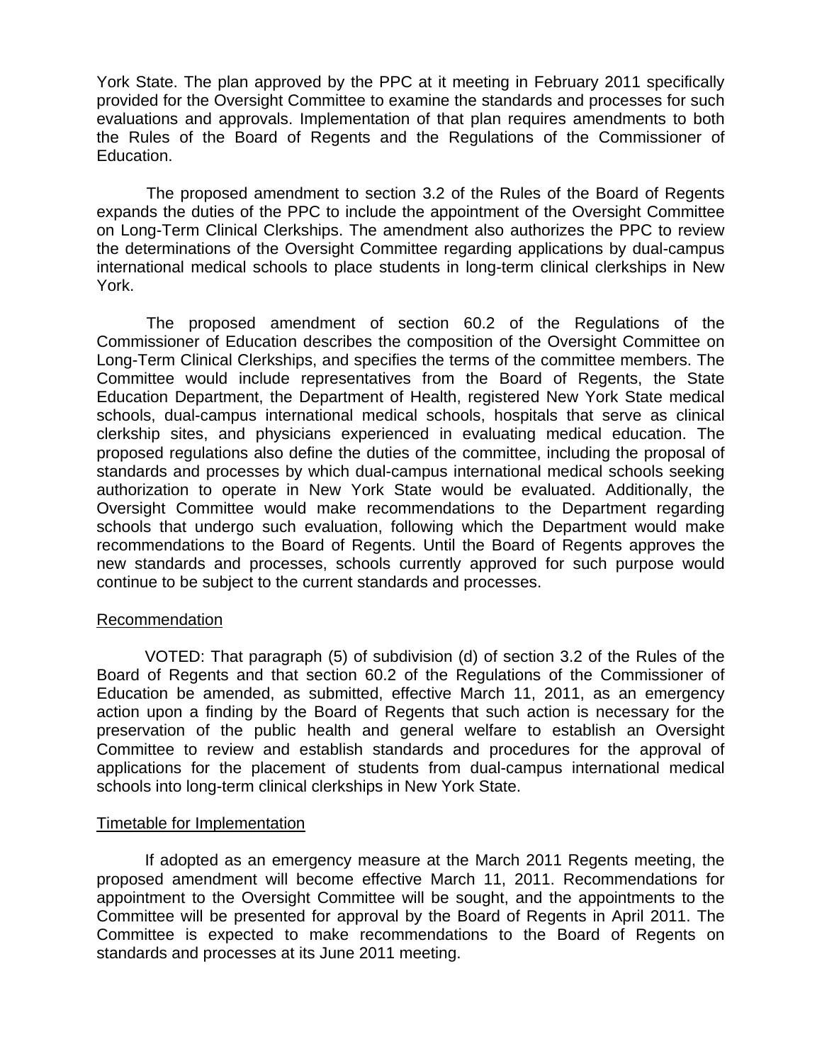York State. The plan approved by the PPC at it meeting in February 2011 specifically provided for the Oversight Committee to examine the standards and processes for such evaluations and approvals. Implementation of that plan requires amendments to both the Rules of the Board of Regents and the Regulations of the Commissioner of Education.

The proposed amendment to section 3.2 of the Rules of the Board of Regents expands the duties of the PPC to include the appointment of the Oversight Committee on Long-Term Clinical Clerkships. The amendment also authorizes the PPC to review the determinations of the Oversight Committee regarding applications by dual-campus international medical schools to place students in long-term clinical clerkships in New York.

The proposed amendment of section 60.2 of the Regulations of the Commissioner of Education describes the composition of the Oversight Committee on Long-Term Clinical Clerkships, and specifies the terms of the committee members. The Committee would include representatives from the Board of Regents, the State Education Department, the Department of Health, registered New York State medical schools, dual-campus international medical schools, hospitals that serve as clinical clerkship sites, and physicians experienced in evaluating medical education. The proposed regulations also define the duties of the committee, including the proposal of standards and processes by which dual-campus international medical schools seeking authorization to operate in New York State would be evaluated. Additionally, the Oversight Committee would make recommendations to the Department regarding schools that undergo such evaluation, following which the Department would make recommendations to the Board of Regents. Until the Board of Regents approves the new standards and processes, schools currently approved for such purpose would continue to be subject to the current standards and processes.

## Recommendation

VOTED: That paragraph (5) of subdivision (d) of section 3.2 of the Rules of the Board of Regents and that section 60.2 of the Regulations of the Commissioner of Education be amended, as submitted, effective March 11, 2011, as an emergency action upon a finding by the Board of Regents that such action is necessary for the preservation of the public health and general welfare to establish an Oversight Committee to review and establish standards and procedures for the approval of applications for the placement of students from dual-campus international medical schools into long-term clinical clerkships in New York State.

## Timetable for Implementation

If adopted as an emergency measure at the March 2011 Regents meeting, the proposed amendment will become effective March 11, 2011. Recommendations for appointment to the Oversight Committee will be sought, and the appointments to the Committee will be presented for approval by the Board of Regents in April 2011. The Committee is expected to make recommendations to the Board of Regents on standards and processes at its June 2011 meeting.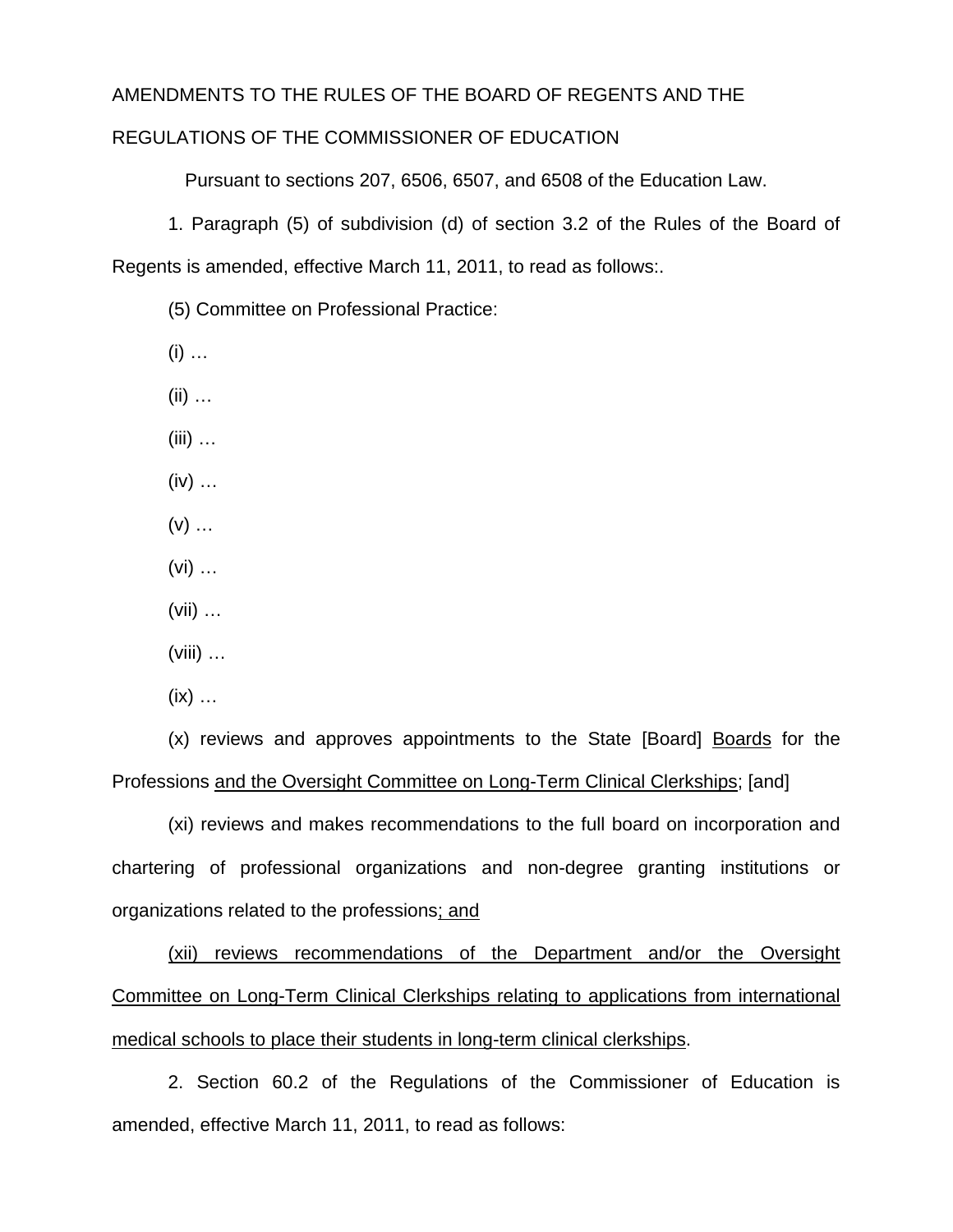AMENDMENTS TO THE RULES OF THE BOARD OF REGENTS AND THE

REGULATIONS OF THE COMMISSIONER OF EDUCATION

Pursuant to sections 207, 6506, 6507, and 6508 of the Education Law.

1. Paragraph (5) of subdivision (d) of section 3.2 of the Rules of the Board of Regents is amended, effective March 11, 2011, to read as follows:.

(5) Committee on Professional Practice:

(i) …

(ii) …

(iii) …

(iv) …

(v) …

(vi) …

(vii) …

(viii) …

(ix) …

(x) reviews and approves appointments to the State [Board] <u>Boards</u> for the Professions <u>and the Oversight Committee on Long-Term Clinical Clerkships</u>; [and]

(xi) reviews and makes recommendations to the full board on incorporation and chartering of professional organizations and non-degree granting institutions or organizations related to the professions<u>; and</u>

<u>(xii) reviews recommendations of the Department and/or the Oversight Committee on Long-Term Clinical Clerkships relating to applications from international medical schools to place their students in long-term clinical clerkships</u>.

2. Section 60.2 of the Regulations of the Commissioner of Education is amended, effective March 11, 2011, to read as follows: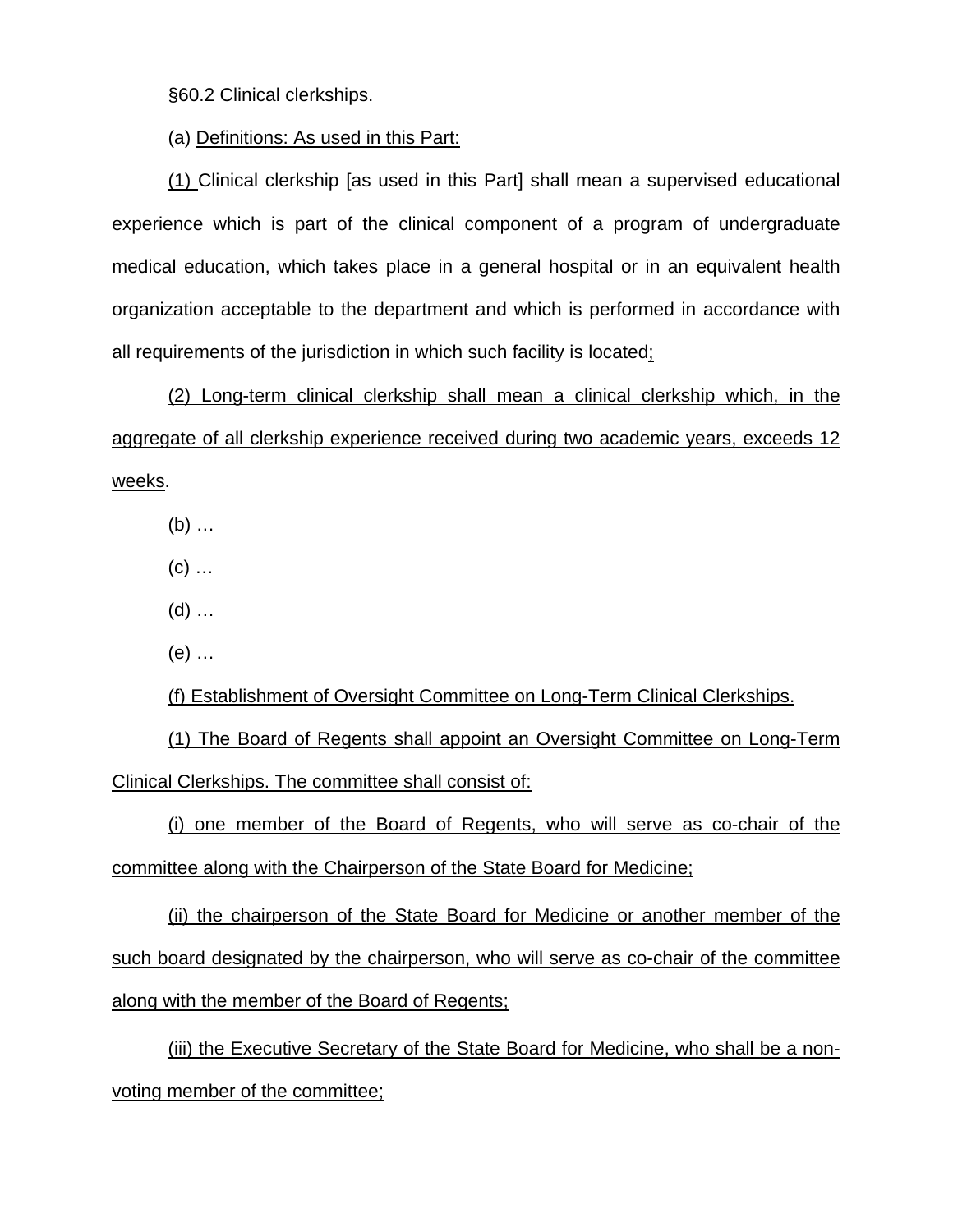§60.2 Clinical clerkships.

(a) Definitions: As used in this Part:

(1) Clinical clerkship [as used in this Part] shall mean a supervised educational experience which is part of the clinical component of a program of undergraduate medical education, which takes place in a general hospital or in an equivalent health organization acceptable to the department and which is performed in accordance with all requirements of the jurisdiction in which such facility is located;

(2) Long-term clinical clerkship shall mean a clinical clerkship which, in the aggregate of all clerkship experience received during two academic years, exceeds 12 weeks.

(b) …

(c) …

(d) …

(e) …

(f) Establishment of Oversight Committee on Long-Term Clinical Clerkships.

(1) The Board of Regents shall appoint an Oversight Committee on Long-Term Clinical Clerkships. The committee shall consist of:

(i) one member of the Board of Regents, who will serve as co-chair of the committee along with the Chairperson of the State Board for Medicine;

(ii) the chairperson of the State Board for Medicine or another member of the such board designated by the chairperson, who will serve as co-chair of the committee along with the member of the Board of Regents;

(iii) the Executive Secretary of the State Board for Medicine, who shall be a non-voting member of the committee;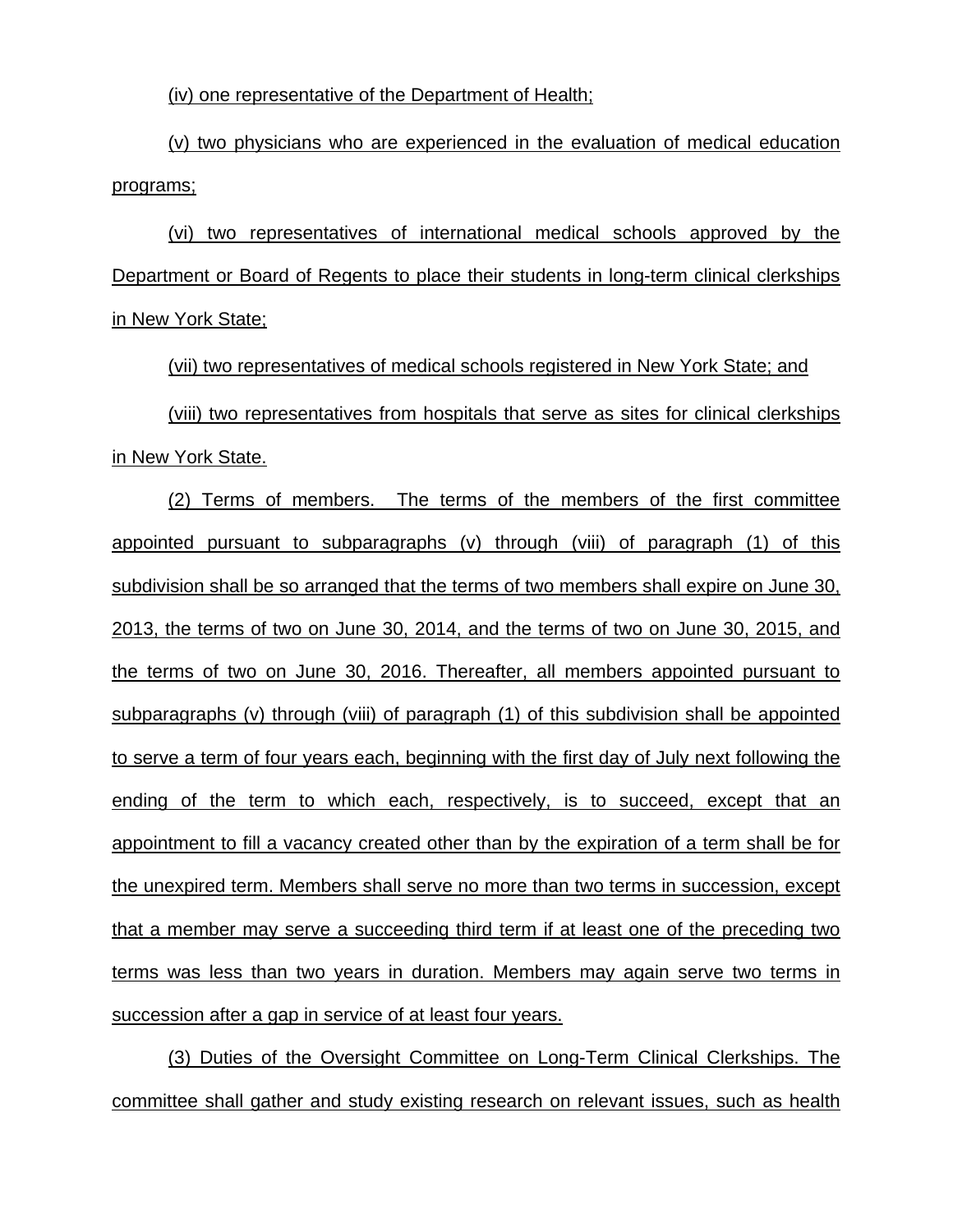(iv) one representative of the Department of Health;

(v) two physicians who are experienced in the evaluation of medical education programs;

(vi) two representatives of international medical schools approved by the Department or Board of Regents to place their students in long-term clinical clerkships in New York State;

(vii) two representatives of medical schools registered in New York State; and

(viii) two representatives from hospitals that serve as sites for clinical clerkships in New York State.

(2) Terms of members. The terms of the members of the first committee appointed pursuant to subparagraphs (v) through (viii) of paragraph (1) of this subdivision shall be so arranged that the terms of two members shall expire on June 30, 2013, the terms of two on June 30, 2014, and the terms of two on June 30, 2015, and the terms of two on June 30, 2016. Thereafter, all members appointed pursuant to subparagraphs (v) through (viii) of paragraph (1) of this subdivision shall be appointed to serve a term of four years each, beginning with the first day of July next following the ending of the term to which each, respectively, is to succeed, except that an appointment to fill a vacancy created other than by the expiration of a term shall be for the unexpired term. Members shall serve no more than two terms in succession, except that a member may serve a succeeding third term if at least one of the preceding two terms was less than two years in duration. Members may again serve two terms in succession after a gap in service of at least four years.

(3) Duties of the Oversight Committee on Long-Term Clinical Clerkships. The committee shall gather and study existing research on relevant issues, such as health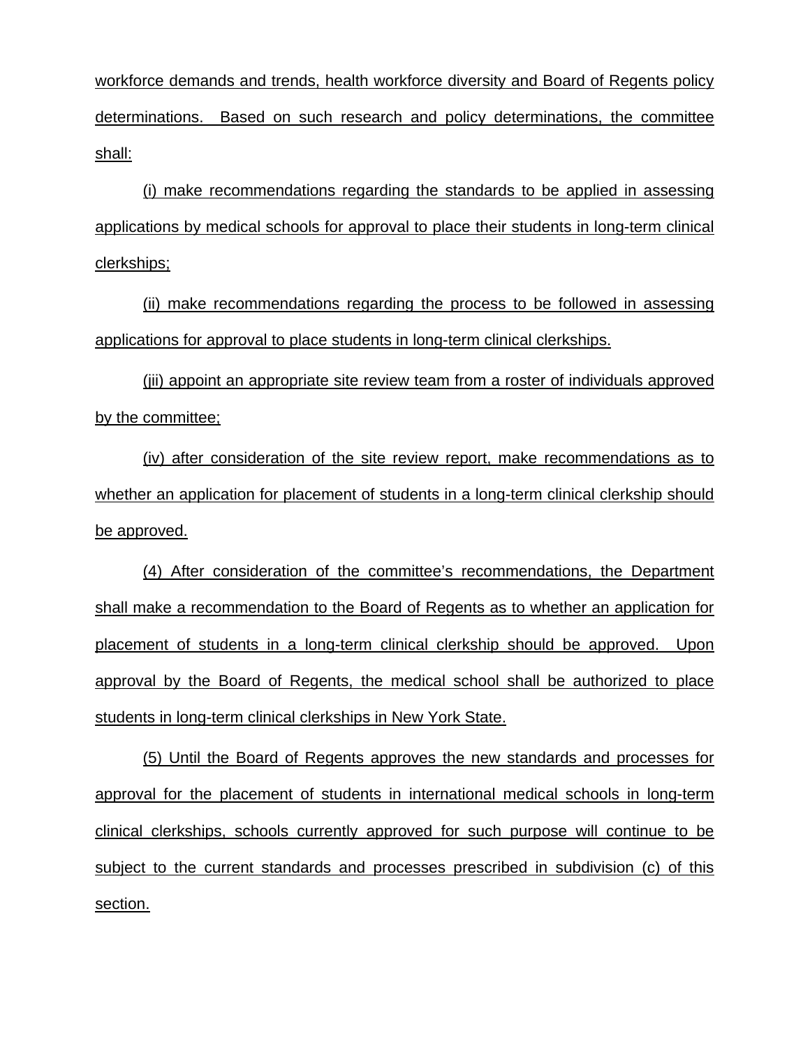workforce demands and trends, health workforce diversity and Board of Regents policy determinations. Based on such research and policy determinations, the committee shall:

(i) make recommendations regarding the standards to be applied in assessing applications by medical schools for approval to place their students in long-term clinical clerkships;

(ii) make recommendations regarding the process to be followed in assessing applications for approval to place students in long-term clinical clerkships.

(iii) appoint an appropriate site review team from a roster of individuals approved by the committee;

(iv) after consideration of the site review report, make recommendations as to whether an application for placement of students in a long-term clinical clerkship should be approved.

(4) After consideration of the committee's recommendations, the Department shall make a recommendation to the Board of Regents as to whether an application for placement of students in a long-term clinical clerkship should be approved. Upon approval by the Board of Regents, the medical school shall be authorized to place students in long-term clinical clerkships in New York State.

(5) Until the Board of Regents approves the new standards and processes for approval for the placement of students in international medical schools in long-term clinical clerkships, schools currently approved for such purpose will continue to be subject to the current standards and processes prescribed in subdivision (c) of this section.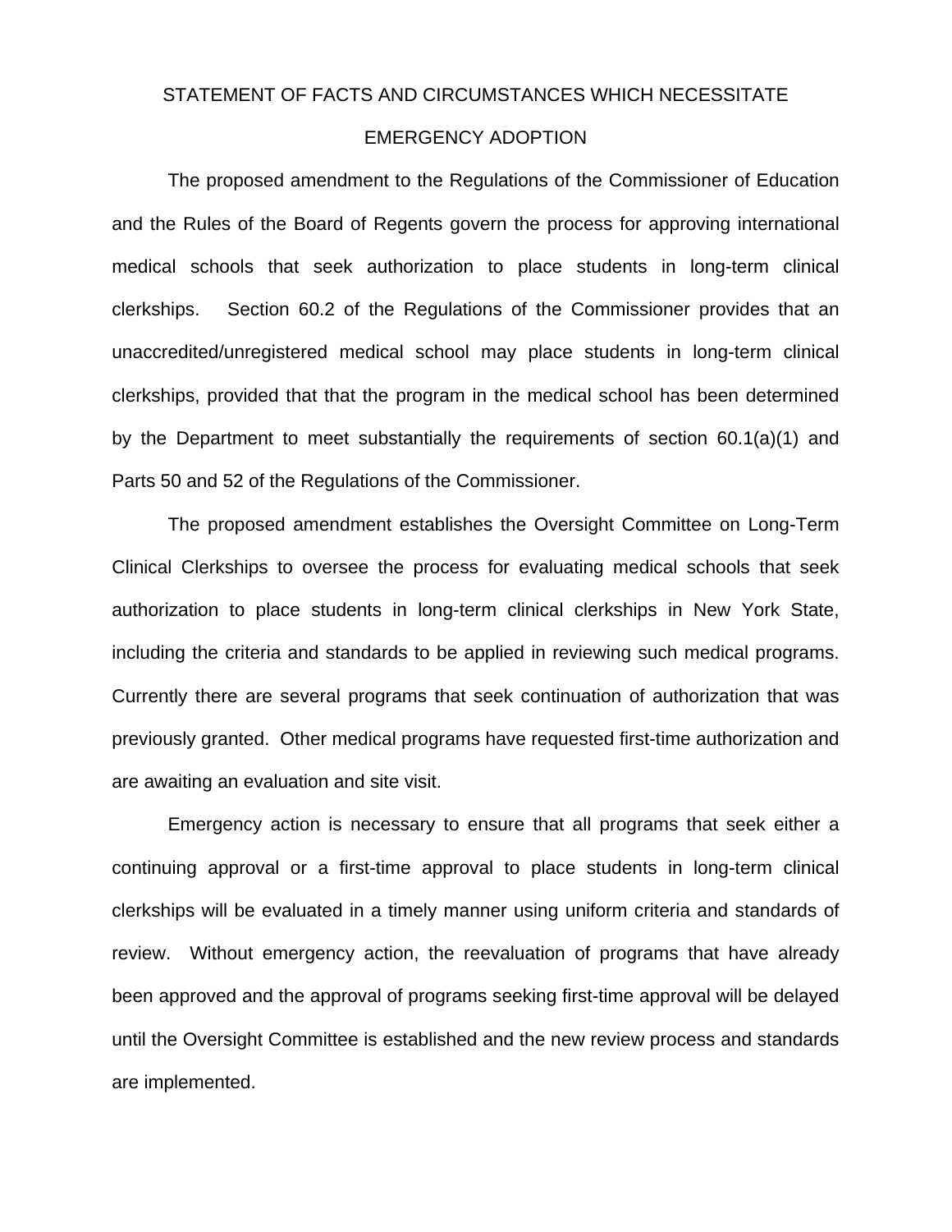# STATEMENT OF FACTS AND CIRCUMSTANCES WHICH NECESSITATE EMERGENCY ADOPTION

The proposed amendment to the Regulations of the Commissioner of Education and the Rules of the Board of Regents govern the process for approving international medical schools that seek authorization to place students in long-term clinical clerkships. Section 60.2 of the Regulations of the Commissioner provides that an unaccredited/unregistered medical school may place students in long-term clinical clerkships, provided that that the program in the medical school has been determined by the Department to meet substantially the requirements of section 60.1(a)(1) and Parts 50 and 52 of the Regulations of the Commissioner.

The proposed amendment establishes the Oversight Committee on Long-Term Clinical Clerkships to oversee the process for evaluating medical schools that seek authorization to place students in long-term clinical clerkships in New York State, including the criteria and standards to be applied in reviewing such medical programs. Currently there are several programs that seek continuation of authorization that was previously granted. Other medical programs have requested first-time authorization and are awaiting an evaluation and site visit.

Emergency action is necessary to ensure that all programs that seek either a continuing approval or a first-time approval to place students in long-term clinical clerkships will be evaluated in a timely manner using uniform criteria and standards of review. Without emergency action, the reevaluation of programs that have already been approved and the approval of programs seeking first-time approval will be delayed until the Oversight Committee is established and the new review process and standards are implemented.